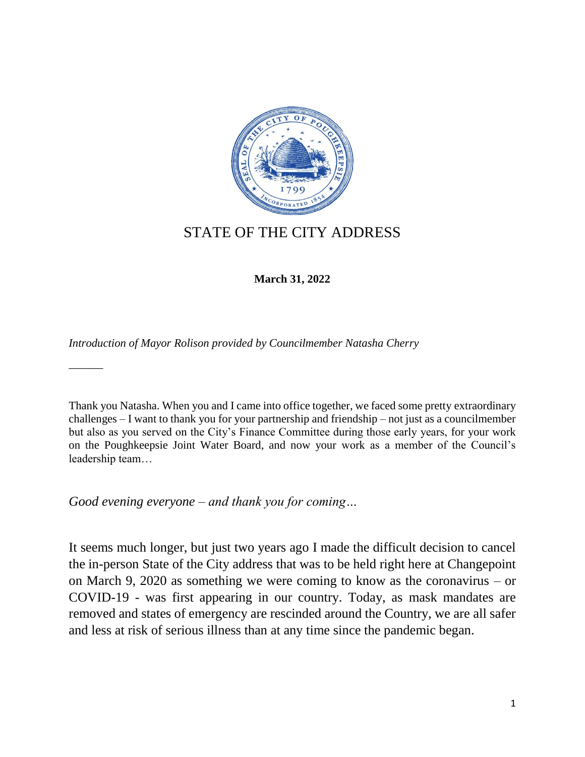# STATE OF THE CITY ADDRESS

**March 31, 2022**

*Introduction of Mayor Rolison provided by Councilmember Natasha Cherry*

---

Thank you Natasha. When you and I came into office together, we faced some pretty extraordinary challenges – I want to thank you for your partnership and friendship – not just as a councilmember but also as you served on the City's Finance Committee during those early years, for your work on the Poughkeepsie Joint Water Board, and now your work as a member of the Council's leadership team…

*Good evening everyone – and thank you for coming…*

It seems much longer, but just two years ago I made the difficult decision to cancel the in-person State of the City address that was to be held right here at Changepoint on March 9, 2020 as something we were coming to know as the coronavirus – or COVID-19 - was first appearing in our country. Today, as mask mandates are removed and states of emergency are rescinded around the Country, we are all safer and less at risk of serious illness than at any time since the pandemic began.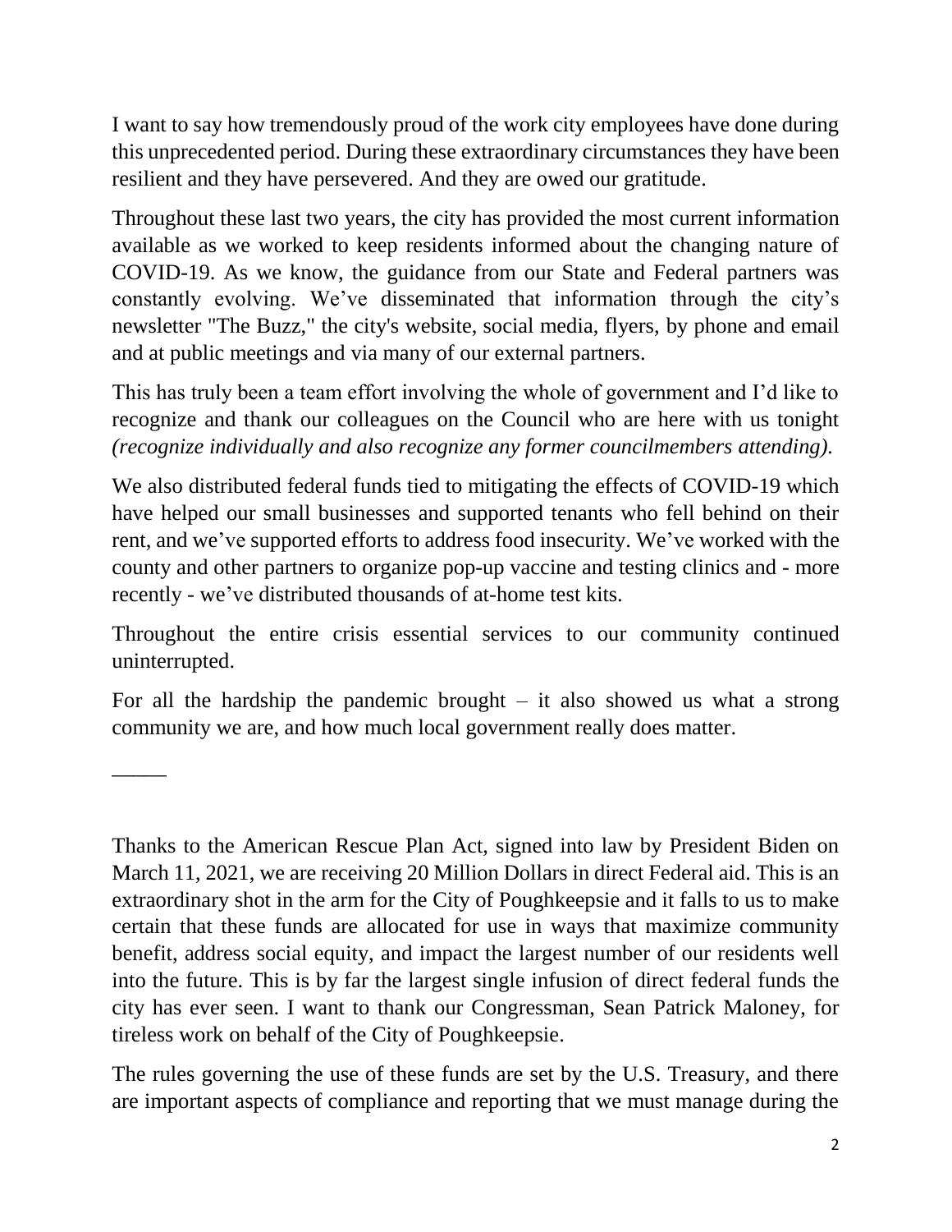I want to say how tremendously proud of the work city employees have done during this unprecedented period. During these extraordinary circumstances they have been resilient and they have persevered. And they are owed our gratitude.

Throughout these last two years, the city has provided the most current information available as we worked to keep residents informed about the changing nature of COVID-19. As we know, the guidance from our State and Federal partners was constantly evolving. We've disseminated that information through the city's newsletter "The Buzz," the city's website, social media, flyers, by phone and email and at public meetings and via many of our external partners.

This has truly been a team effort involving the whole of government and I'd like to recognize and thank our colleagues on the Council who are here with us tonight *(recognize individually and also recognize any former councilmembers attending).*

We also distributed federal funds tied to mitigating the effects of COVID-19 which have helped our small businesses and supported tenants who fell behind on their rent, and we've supported efforts to address food insecurity. We've worked with the county and other partners to organize pop-up vaccine and testing clinics and - more recently - we've distributed thousands of at-home test kits.

Throughout the entire crisis essential services to our community continued uninterrupted.

For all the hardship the pandemic brought – it also showed us what a strong community we are, and how much local government really does matter.

_____

Thanks to the American Rescue Plan Act, signed into law by President Biden on March 11, 2021, we are receiving 20 Million Dollars in direct Federal aid. This is an extraordinary shot in the arm for the City of Poughkeepsie and it falls to us to make certain that these funds are allocated for use in ways that maximize community benefit, address social equity, and impact the largest number of our residents well into the future. This is by far the largest single infusion of direct federal funds the city has ever seen. I want to thank our Congressman, Sean Patrick Maloney, for tireless work on behalf of the City of Poughkeepsie.

The rules governing the use of these funds are set by the U.S. Treasury, and there are important aspects of compliance and reporting that we must manage during the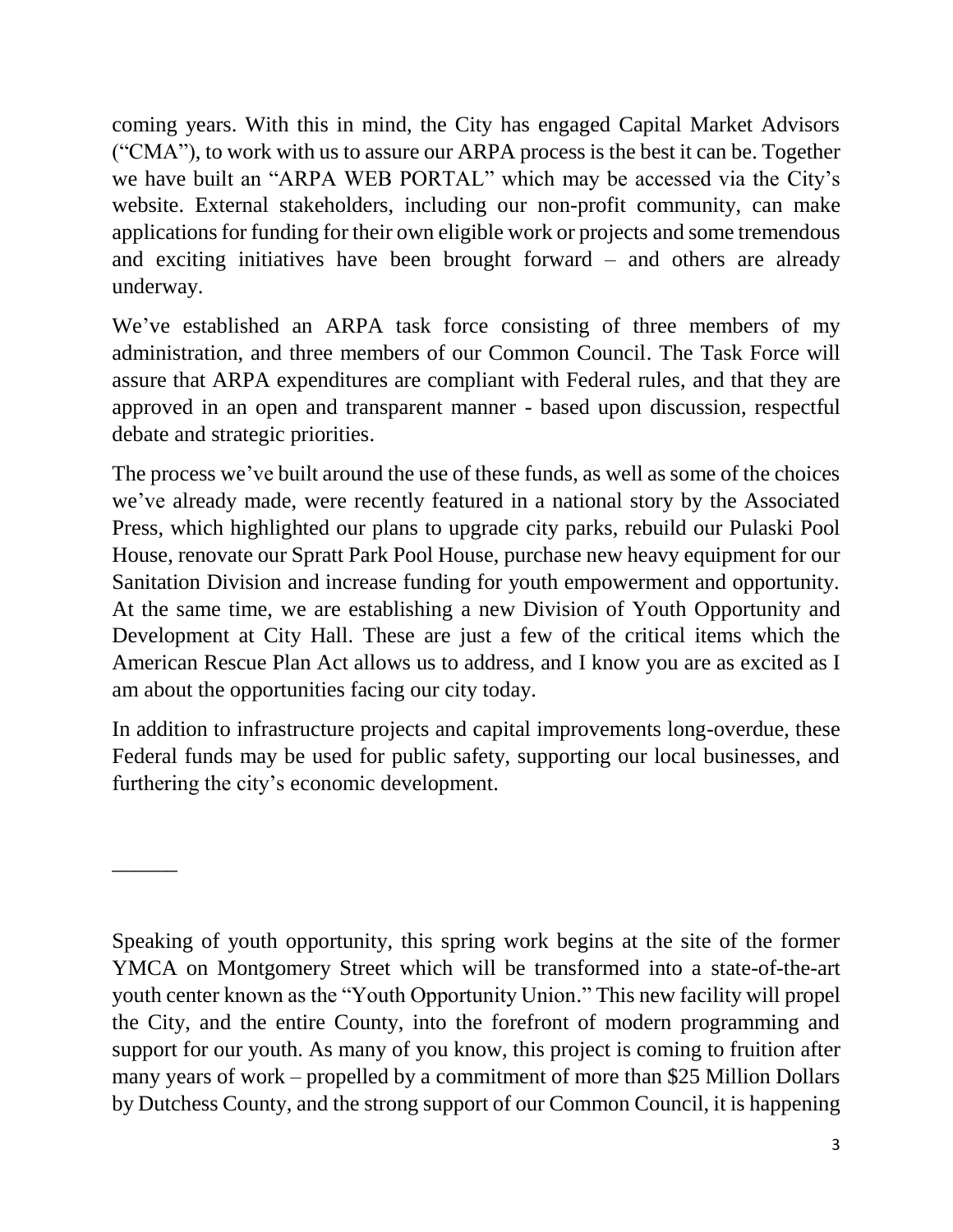coming years. With this in mind, the City has engaged Capital Market Advisors ("CMA"), to work with us to assure our ARPA process is the best it can be. Together we have built an "ARPA WEB PORTAL" which may be accessed via the City's website. External stakeholders, including our non-profit community, can make applications for funding for their own eligible work or projects and some tremendous and exciting initiatives have been brought forward – and others are already underway.

We've established an ARPA task force consisting of three members of my administration, and three members of our Common Council. The Task Force will assure that ARPA expenditures are compliant with Federal rules, and that they are approved in an open and transparent manner - based upon discussion, respectful debate and strategic priorities.

The process we've built around the use of these funds, as well as some of the choices we've already made, were recently featured in a national story by the Associated Press, which highlighted our plans to upgrade city parks, rebuild our Pulaski Pool House, renovate our Spratt Park Pool House, purchase new heavy equipment for our Sanitation Division and increase funding for youth empowerment and opportunity. At the same time, we are establishing a new Division of Youth Opportunity and Development at City Hall. These are just a few of the critical items which the American Rescue Plan Act allows us to address, and I know you are as excited as I am about the opportunities facing our city today.

In addition to infrastructure projects and capital improvements long-overdue, these Federal funds may be used for public safety, supporting our local businesses, and furthering the city's economic development.

______

Speaking of youth opportunity, this spring work begins at the site of the former YMCA on Montgomery Street which will be transformed into a state-of-the-art youth center known as the "Youth Opportunity Union." This new facility will propel the City, and the entire County, into the forefront of modern programming and support for our youth. As many of you know, this project is coming to fruition after many years of work – propelled by a commitment of more than $25 Million Dollars by Dutchess County, and the strong support of our Common Council, it is happening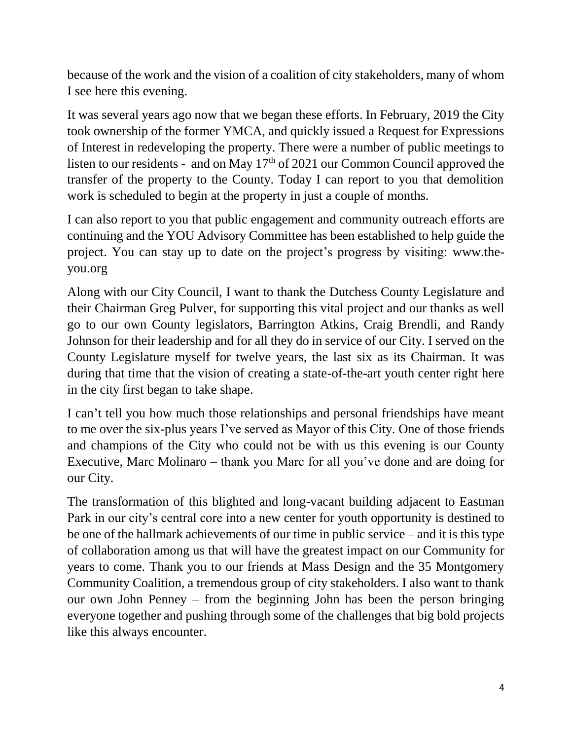because of the work and the vision of a coalition of city stakeholders, many of whom I see here this evening.

It was several years ago now that we began these efforts. In February, 2019 the City took ownership of the former YMCA, and quickly issued a Request for Expressions of Interest in redeveloping the property. There were a number of public meetings to listen to our residents - and on May 17th of 2021 our Common Council approved the transfer of the property to the County. Today I can report to you that demolition work is scheduled to begin at the property in just a couple of months.

I can also report to you that public engagement and community outreach efforts are continuing and the YOU Advisory Committee has been established to help guide the project. You can stay up to date on the project's progress by visiting: www.the-you.org

Along with our City Council, I want to thank the Dutchess County Legislature and their Chairman Greg Pulver, for supporting this vital project and our thanks as well go to our own County legislators, Barrington Atkins, Craig Brendli, and Randy Johnson for their leadership and for all they do in service of our City. I served on the County Legislature myself for twelve years, the last six as its Chairman. It was during that time that the vision of creating a state-of-the-art youth center right here in the city first began to take shape.

I can't tell you how much those relationships and personal friendships have meant to me over the six-plus years I've served as Mayor of this City. One of those friends and champions of the City who could not be with us this evening is our County Executive, Marc Molinaro – thank you Marc for all you've done and are doing for our City.

The transformation of this blighted and long-vacant building adjacent to Eastman Park in our city's central core into a new center for youth opportunity is destined to be one of the hallmark achievements of our time in public service – and it is this type of collaboration among us that will have the greatest impact on our Community for years to come. Thank you to our friends at Mass Design and the 35 Montgomery Community Coalition, a tremendous group of city stakeholders. I also want to thank our own John Penney – from the beginning John has been the person bringing everyone together and pushing through some of the challenges that big bold projects like this always encounter.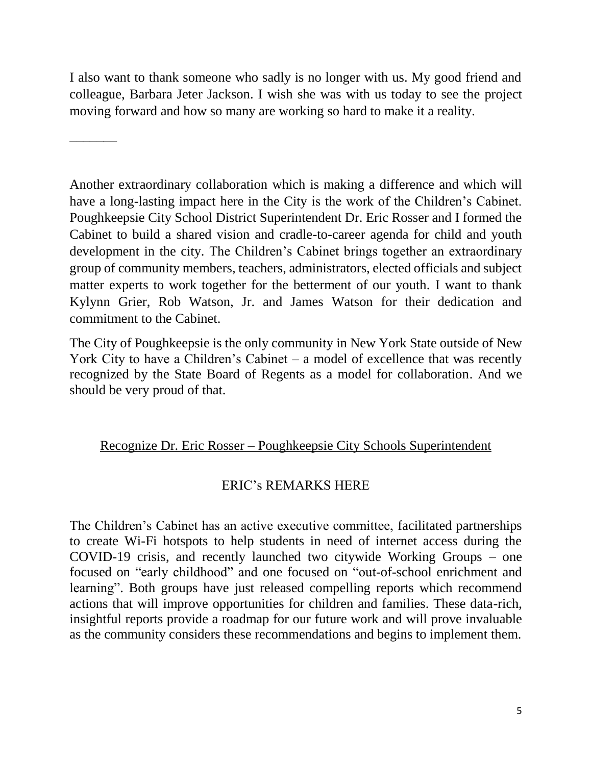I also want to thank someone who sadly is no longer with us. My good friend and colleague, Barbara Jeter Jackson. I wish she was with us today to see the project moving forward and how so many are working so hard to make it a reality.

_______

Another extraordinary collaboration which is making a difference and which will have a long-lasting impact here in the City is the work of the Children's Cabinet. Poughkeepsie City School District Superintendent Dr. Eric Rosser and I formed the Cabinet to build a shared vision and cradle-to-career agenda for child and youth development in the city. The Children's Cabinet brings together an extraordinary group of community members, teachers, administrators, elected officials and subject matter experts to work together for the betterment of our youth. I want to thank Kylynn Grier, Rob Watson, Jr. and James Watson for their dedication and commitment to the Cabinet.

The City of Poughkeepsie is the only community in New York State outside of New York City to have a Children's Cabinet – a model of excellence that was recently recognized by the State Board of Regents as a model for collaboration. And we should be very proud of that.

<u>Recognize Dr. Eric Rosser – Poughkeepsie City Schools Superintendent</u>

ERIC's REMARKS HERE

The Children's Cabinet has an active executive committee, facilitated partnerships to create Wi-Fi hotspots to help students in need of internet access during the COVID-19 crisis, and recently launched two citywide Working Groups – one focused on "early childhood" and one focused on "out-of-school enrichment and learning". Both groups have just released compelling reports which recommend actions that will improve opportunities for children and families. These data-rich, insightful reports provide a roadmap for our future work and will prove invaluable as the community considers these recommendations and begins to implement them.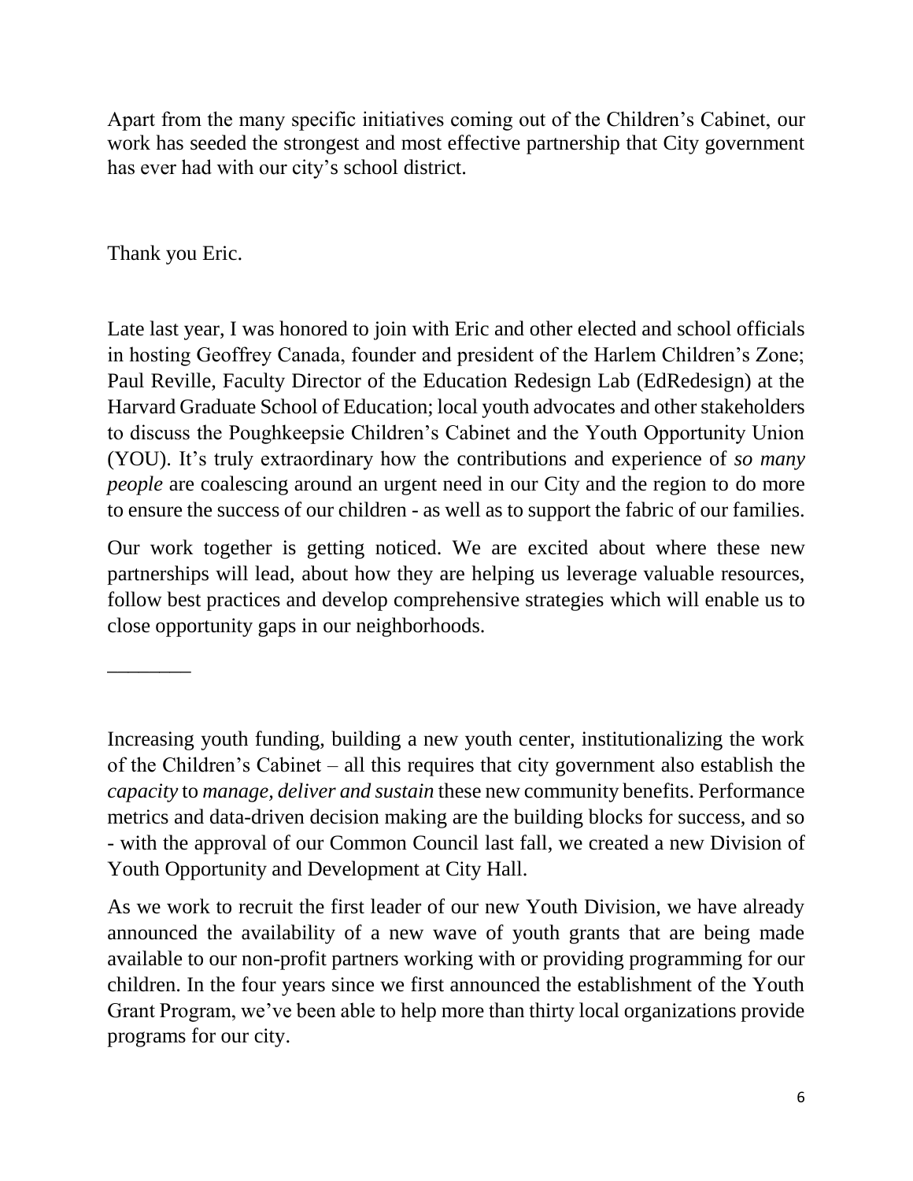Apart from the many specific initiatives coming out of the Children's Cabinet, our work has seeded the strongest and most effective partnership that City government has ever had with our city's school district.

Thank you Eric.

Late last year, I was honored to join with Eric and other elected and school officials in hosting Geoffrey Canada, founder and president of the Harlem Children's Zone; Paul Reville, Faculty Director of the Education Redesign Lab (EdRedesign) at the Harvard Graduate School of Education; local youth advocates and other stakeholders to discuss the Poughkeepsie Children's Cabinet and the Youth Opportunity Union (YOU). It's truly extraordinary how the contributions and experience of *so many people* are coalescing around an urgent need in our City and the region to do more to ensure the success of our children - as well as to support the fabric of our families.

Our work together is getting noticed. We are excited about where these new partnerships will lead, about how they are helping us leverage valuable resources, follow best practices and develop comprehensive strategies which will enable us to close opportunity gaps in our neighborhoods.

________

Increasing youth funding, building a new youth center, institutionalizing the work of the Children's Cabinet – all this requires that city government also establish the *capacity* to *manage, deliver and sustain* these new community benefits. Performance metrics and data-driven decision making are the building blocks for success, and so - with the approval of our Common Council last fall, we created a new Division of Youth Opportunity and Development at City Hall.

As we work to recruit the first leader of our new Youth Division, we have already announced the availability of a new wave of youth grants that are being made available to our non-profit partners working with or providing programming for our children. In the four years since we first announced the establishment of the Youth Grant Program, we've been able to help more than thirty local organizations provide programs for our city.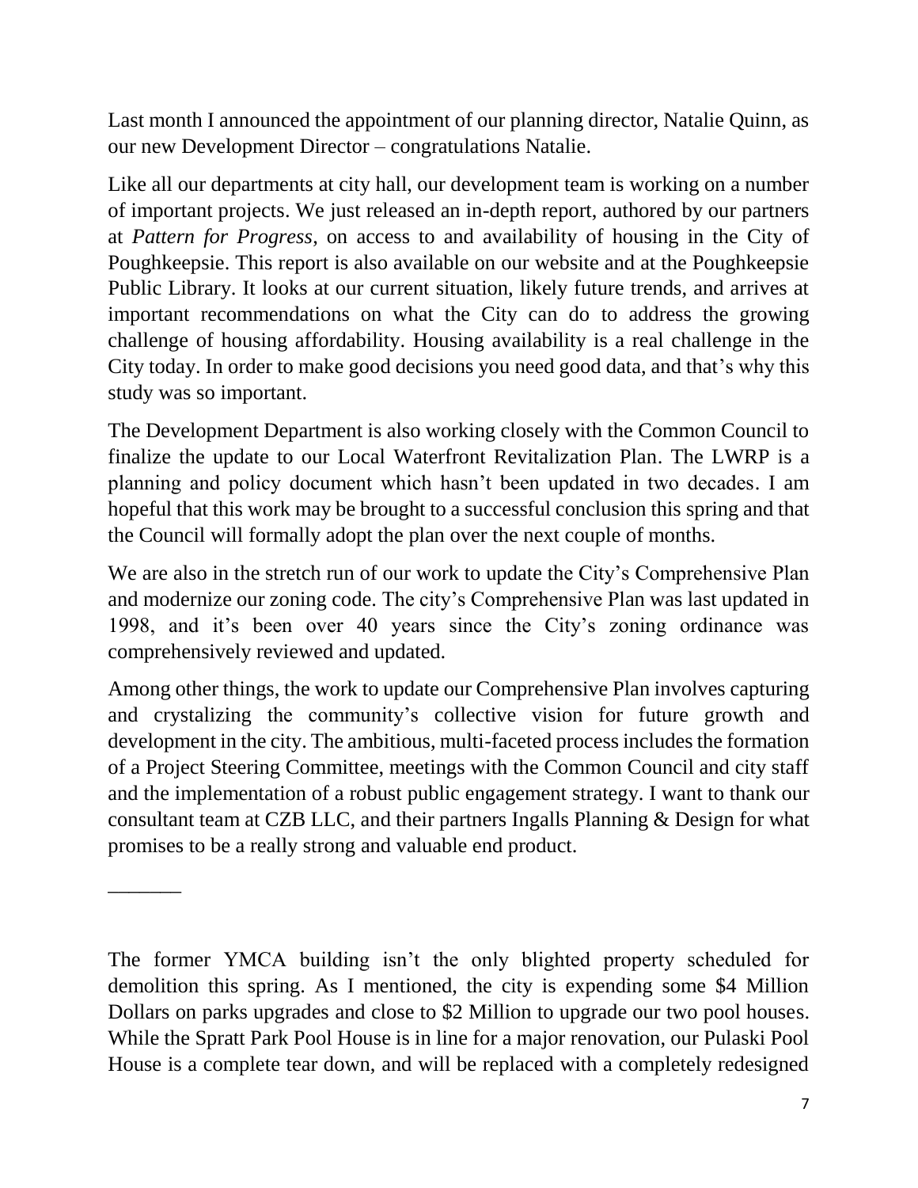Last month I announced the appointment of our planning director, Natalie Quinn, as our new Development Director – congratulations Natalie.

Like all our departments at city hall, our development team is working on a number of important projects. We just released an in-depth report, authored by our partners at *Pattern for Progress*, on access to and availability of housing in the City of Poughkeepsie. This report is also available on our website and at the Poughkeepsie Public Library. It looks at our current situation, likely future trends, and arrives at important recommendations on what the City can do to address the growing challenge of housing affordability. Housing availability is a real challenge in the City today. In order to make good decisions you need good data, and that's why this study was so important.

The Development Department is also working closely with the Common Council to finalize the update to our Local Waterfront Revitalization Plan. The LWRP is a planning and policy document which hasn't been updated in two decades. I am hopeful that this work may be brought to a successful conclusion this spring and that the Council will formally adopt the plan over the next couple of months.

We are also in the stretch run of our work to update the City's Comprehensive Plan and modernize our zoning code. The city's Comprehensive Plan was last updated in 1998, and it's been over 40 years since the City's zoning ordinance was comprehensively reviewed and updated.

Among other things, the work to update our Comprehensive Plan involves capturing and crystalizing the community's collective vision for future growth and development in the city. The ambitious, multi-faceted process includes the formation of a Project Steering Committee, meetings with the Common Council and city staff and the implementation of a robust public engagement strategy. I want to thank our consultant team at CZB LLC, and their partners Ingalls Planning & Design for what promises to be a really strong and valuable end product.

_______

The former YMCA building isn't the only blighted property scheduled for demolition this spring. As I mentioned, the city is expending some $4 Million Dollars on parks upgrades and close to $2 Million to upgrade our two pool houses. While the Spratt Park Pool House is in line for a major renovation, our Pulaski Pool House is a complete tear down, and will be replaced with a completely redesigned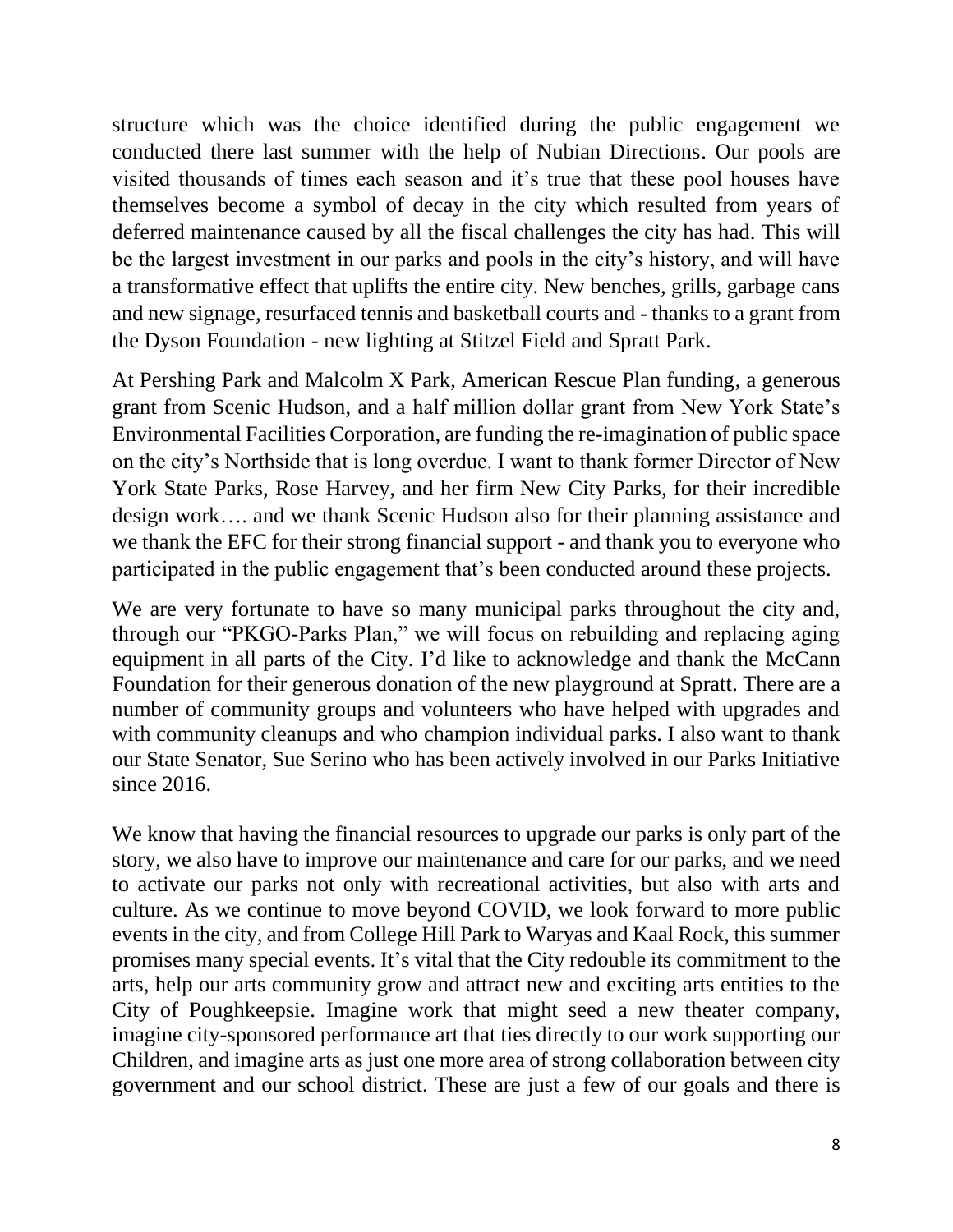structure which was the choice identified during the public engagement we conducted there last summer with the help of Nubian Directions. Our pools are visited thousands of times each season and it's true that these pool houses have themselves become a symbol of decay in the city which resulted from years of deferred maintenance caused by all the fiscal challenges the city has had. This will be the largest investment in our parks and pools in the city's history, and will have a transformative effect that uplifts the entire city. New benches, grills, garbage cans and new signage, resurfaced tennis and basketball courts and - thanks to a grant from the Dyson Foundation - new lighting at Stitzel Field and Spratt Park.

At Pershing Park and Malcolm X Park, American Rescue Plan funding, a generous grant from Scenic Hudson, and a half million dollar grant from New York State's Environmental Facilities Corporation, are funding the re-imagination of public space on the city's Northside that is long overdue. I want to thank former Director of New York State Parks, Rose Harvey, and her firm New City Parks, for their incredible design work…. and we thank Scenic Hudson also for their planning assistance and we thank the EFC for their strong financial support - and thank you to everyone who participated in the public engagement that's been conducted around these projects.

We are very fortunate to have so many municipal parks throughout the city and, through our "PKGO-Parks Plan," we will focus on rebuilding and replacing aging equipment in all parts of the City. I'd like to acknowledge and thank the McCann Foundation for their generous donation of the new playground at Spratt. There are a number of community groups and volunteers who have helped with upgrades and with community cleanups and who champion individual parks. I also want to thank our State Senator, Sue Serino who has been actively involved in our Parks Initiative since 2016.

We know that having the financial resources to upgrade our parks is only part of the story, we also have to improve our maintenance and care for our parks, and we need to activate our parks not only with recreational activities, but also with arts and culture. As we continue to move beyond COVID, we look forward to more public events in the city, and from College Hill Park to Waryas and Kaal Rock, this summer promises many special events. It's vital that the City redouble its commitment to the arts, help our arts community grow and attract new and exciting arts entities to the City of Poughkeepsie. Imagine work that might seed a new theater company, imagine city-sponsored performance art that ties directly to our work supporting our Children, and imagine arts as just one more area of strong collaboration between city government and our school district. These are just a few of our goals and there is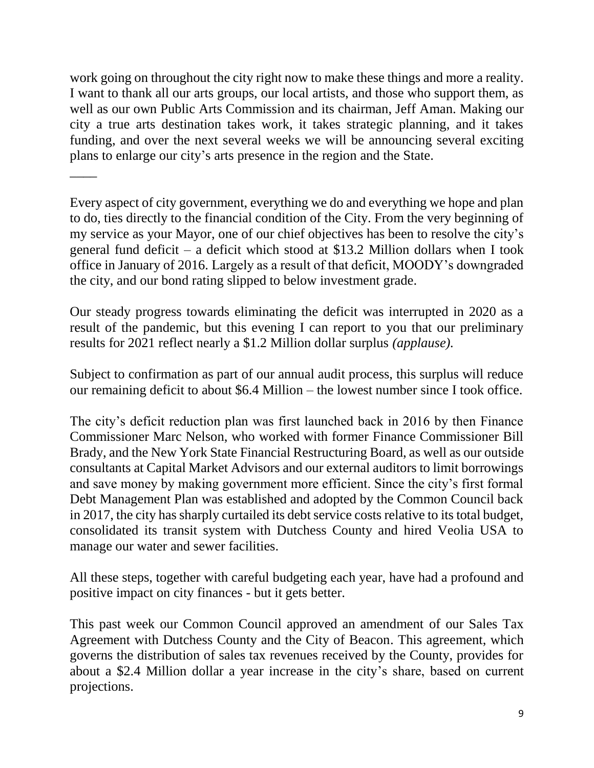work going on throughout the city right now to make these things and more a reality. I want to thank all our arts groups, our local artists, and those who support them, as well as our own Public Arts Commission and its chairman, Jeff Aman. Making our city a true arts destination takes work, it takes strategic planning, and it takes funding, and over the next several weeks we will be announcing several exciting plans to enlarge our city's arts presence in the region and the State.

\_\_\_\_

Every aspect of city government, everything we do and everything we hope and plan to do, ties directly to the financial condition of the City. From the very beginning of my service as your Mayor, one of our chief objectives has been to resolve the city's general fund deficit – a deficit which stood at $13.2 Million dollars when I took office in January of 2016. Largely as a result of that deficit, MOODY's downgraded the city, and our bond rating slipped to below investment grade.

Our steady progress towards eliminating the deficit was interrupted in 2020 as a result of the pandemic, but this evening I can report to you that our preliminary results for 2021 reflect nearly a $1.2 Million dollar surplus *(applause).*

Subject to confirmation as part of our annual audit process, this surplus will reduce our remaining deficit to about $6.4 Million – the lowest number since I took office.

The city's deficit reduction plan was first launched back in 2016 by then Finance Commissioner Marc Nelson, who worked with former Finance Commissioner Bill Brady, and the New York State Financial Restructuring Board, as well as our outside consultants at Capital Market Advisors and our external auditors to limit borrowings and save money by making government more efficient. Since the city's first formal Debt Management Plan was established and adopted by the Common Council back in 2017, the city has sharply curtailed its debt service costs relative to its total budget, consolidated its transit system with Dutchess County and hired Veolia USA to manage our water and sewer facilities.

All these steps, together with careful budgeting each year, have had a profound and positive impact on city finances - but it gets better.

This past week our Common Council approved an amendment of our Sales Tax Agreement with Dutchess County and the City of Beacon. This agreement, which governs the distribution of sales tax revenues received by the County, provides for about a $2.4 Million dollar a year increase in the city's share, based on current projections.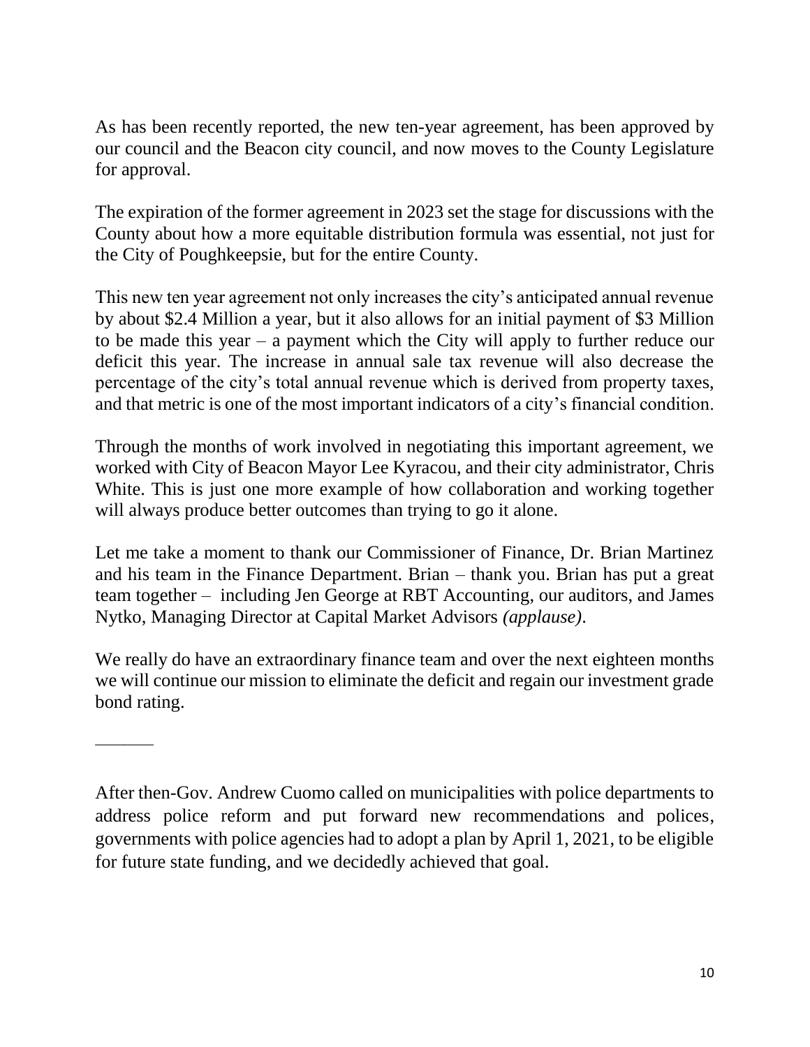As has been recently reported, the new ten-year agreement, has been approved by our council and the Beacon city council, and now moves to the County Legislature for approval.

The expiration of the former agreement in 2023 set the stage for discussions with the County about how a more equitable distribution formula was essential, not just for the City of Poughkeepsie, but for the entire County.

This new ten year agreement not only increases the city's anticipated annual revenue by about $2.4 Million a year, but it also allows for an initial payment of $3 Million to be made this year – a payment which the City will apply to further reduce our deficit this year. The increase in annual sale tax revenue will also decrease the percentage of the city's total annual revenue which is derived from property taxes, and that metric is one of the most important indicators of a city's financial condition.

Through the months of work involved in negotiating this important agreement, we worked with City of Beacon Mayor Lee Kyracou, and their city administrator, Chris White. This is just one more example of how collaboration and working together will always produce better outcomes than trying to go it alone.

Let me take a moment to thank our Commissioner of Finance, Dr. Brian Martinez and his team in the Finance Department. Brian – thank you. Brian has put a great team together – including Jen George at RBT Accounting, our auditors, and James Nytko, Managing Director at Capital Market Advisors *(applause)*.

We really do have an extraordinary finance team and over the next eighteen months we will continue our mission to eliminate the deficit and regain our investment grade bond rating.

______

After then-Gov. Andrew Cuomo called on municipalities with police departments to address police reform and put forward new recommendations and polices, governments with police agencies had to adopt a plan by April 1, 2021, to be eligible for future state funding, and we decidedly achieved that goal.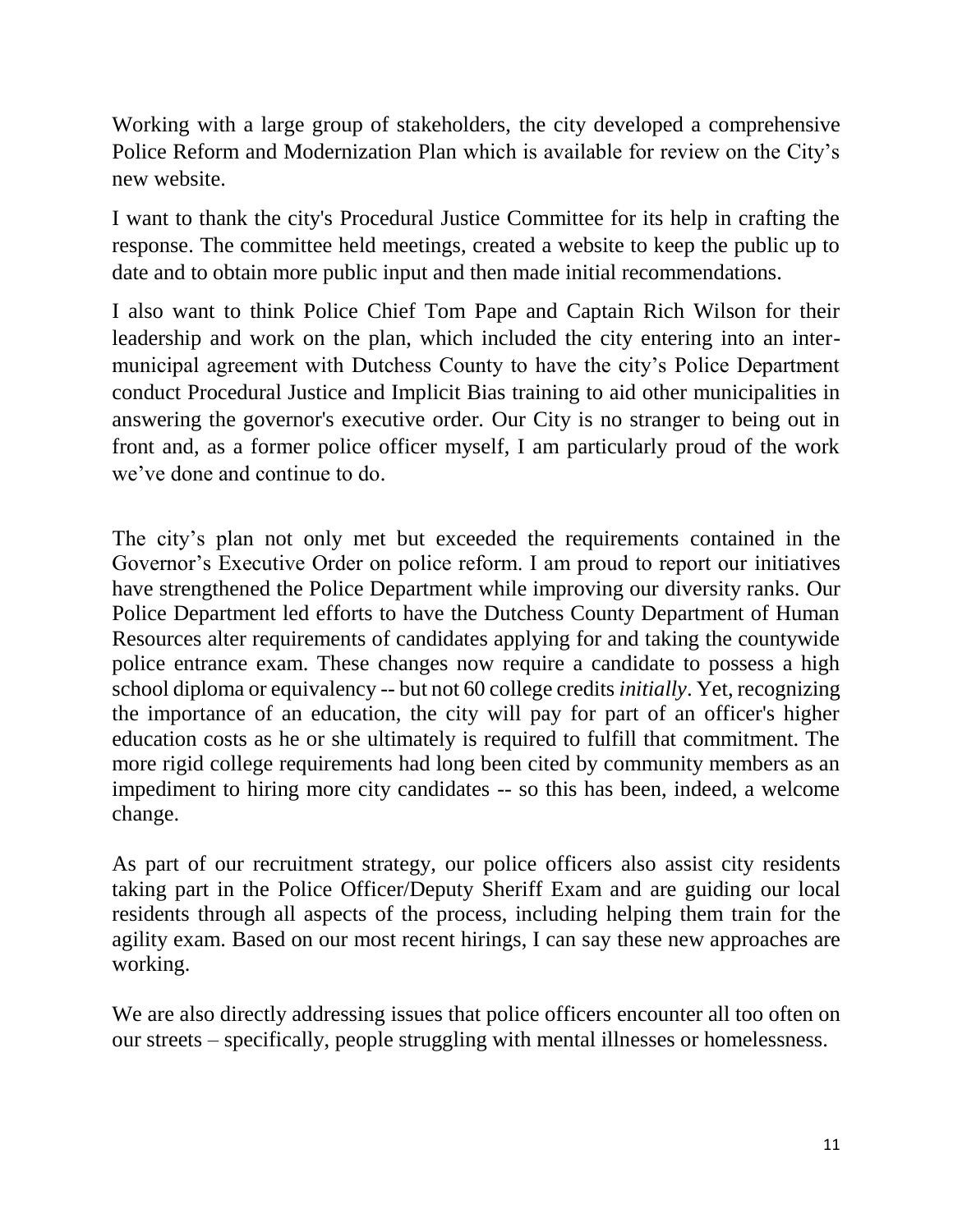Working with a large group of stakeholders, the city developed a comprehensive Police Reform and Modernization Plan which is available for review on the City's new website.

I want to thank the city's Procedural Justice Committee for its help in crafting the response. The committee held meetings, created a website to keep the public up to date and to obtain more public input and then made initial recommendations.

I also want to think Police Chief Tom Pape and Captain Rich Wilson for their leadership and work on the plan, which included the city entering into an inter-municipal agreement with Dutchess County to have the city's Police Department conduct Procedural Justice and Implicit Bias training to aid other municipalities in answering the governor's executive order. Our City is no stranger to being out in front and, as a former police officer myself, I am particularly proud of the work we've done and continue to do.

The city's plan not only met but exceeded the requirements contained in the Governor's Executive Order on police reform. I am proud to report our initiatives have strengthened the Police Department while improving our diversity ranks. Our Police Department led efforts to have the Dutchess County Department of Human Resources alter requirements of candidates applying for and taking the countywide police entrance exam. These changes now require a candidate to possess a high school diploma or equivalency -- but not 60 college credits *initially*. Yet, recognizing the importance of an education, the city will pay for part of an officer's higher education costs as he or she ultimately is required to fulfill that commitment. The more rigid college requirements had long been cited by community members as an impediment to hiring more city candidates -- so this has been, indeed, a welcome change.

As part of our recruitment strategy, our police officers also assist city residents taking part in the Police Officer/Deputy Sheriff Exam and are guiding our local residents through all aspects of the process, including helping them train for the agility exam. Based on our most recent hirings, I can say these new approaches are working.

We are also directly addressing issues that police officers encounter all too often on our streets – specifically, people struggling with mental illnesses or homelessness.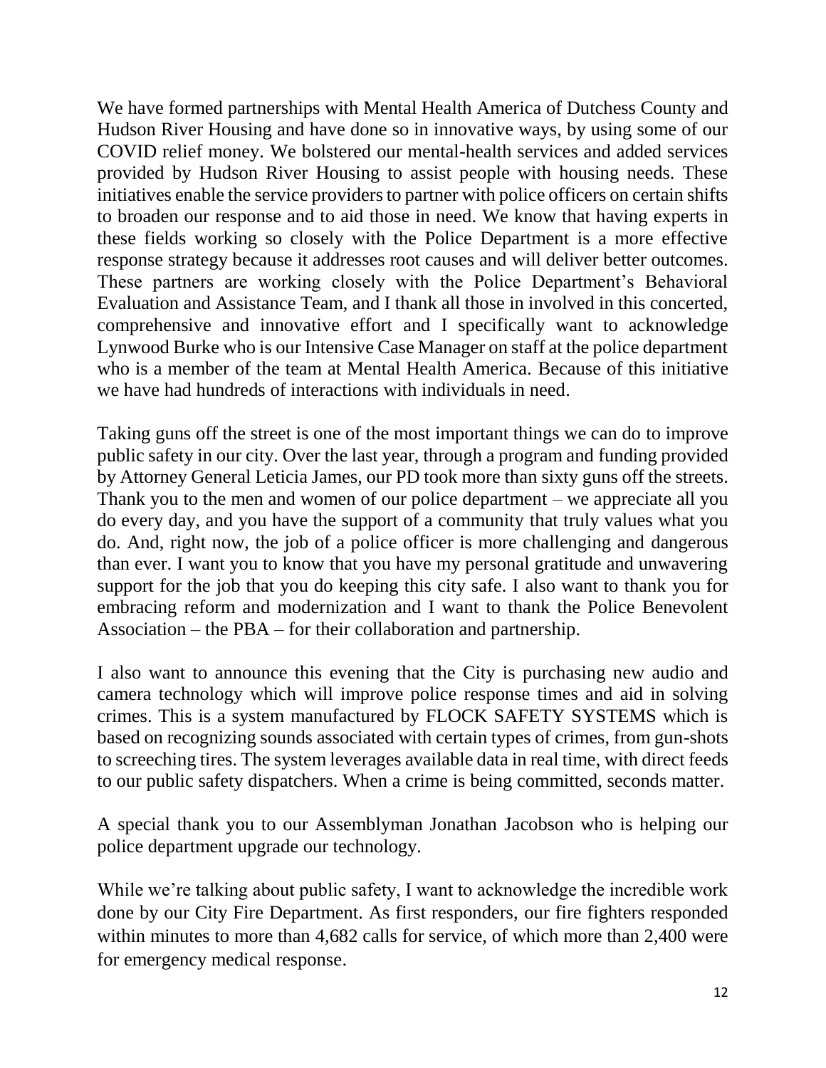We have formed partnerships with Mental Health America of Dutchess County and Hudson River Housing and have done so in innovative ways, by using some of our COVID relief money. We bolstered our mental-health services and added services provided by Hudson River Housing to assist people with housing needs. These initiatives enable the service providers to partner with police officers on certain shifts to broaden our response and to aid those in need. We know that having experts in these fields working so closely with the Police Department is a more effective response strategy because it addresses root causes and will deliver better outcomes. These partners are working closely with the Police Department's Behavioral Evaluation and Assistance Team, and I thank all those in involved in this concerted, comprehensive and innovative effort and I specifically want to acknowledge Lynwood Burke who is our Intensive Case Manager on staff at the police department who is a member of the team at Mental Health America. Because of this initiative we have had hundreds of interactions with individuals in need.

Taking guns off the street is one of the most important things we can do to improve public safety in our city. Over the last year, through a program and funding provided by Attorney General Leticia James, our PD took more than sixty guns off the streets. Thank you to the men and women of our police department – we appreciate all you do every day, and you have the support of a community that truly values what you do. And, right now, the job of a police officer is more challenging and dangerous than ever. I want you to know that you have my personal gratitude and unwavering support for the job that you do keeping this city safe. I also want to thank you for embracing reform and modernization and I want to thank the Police Benevolent Association – the PBA – for their collaboration and partnership.

I also want to announce this evening that the City is purchasing new audio and camera technology which will improve police response times and aid in solving crimes. This is a system manufactured by FLOCK SAFETY SYSTEMS which is based on recognizing sounds associated with certain types of crimes, from gun-shots to screeching tires. The system leverages available data in real time, with direct feeds to our public safety dispatchers. When a crime is being committed, seconds matter.

A special thank you to our Assemblyman Jonathan Jacobson who is helping our police department upgrade our technology.

While we're talking about public safety, I want to acknowledge the incredible work done by our City Fire Department. As first responders, our fire fighters responded within minutes to more than 4,682 calls for service, of which more than 2,400 were for emergency medical response.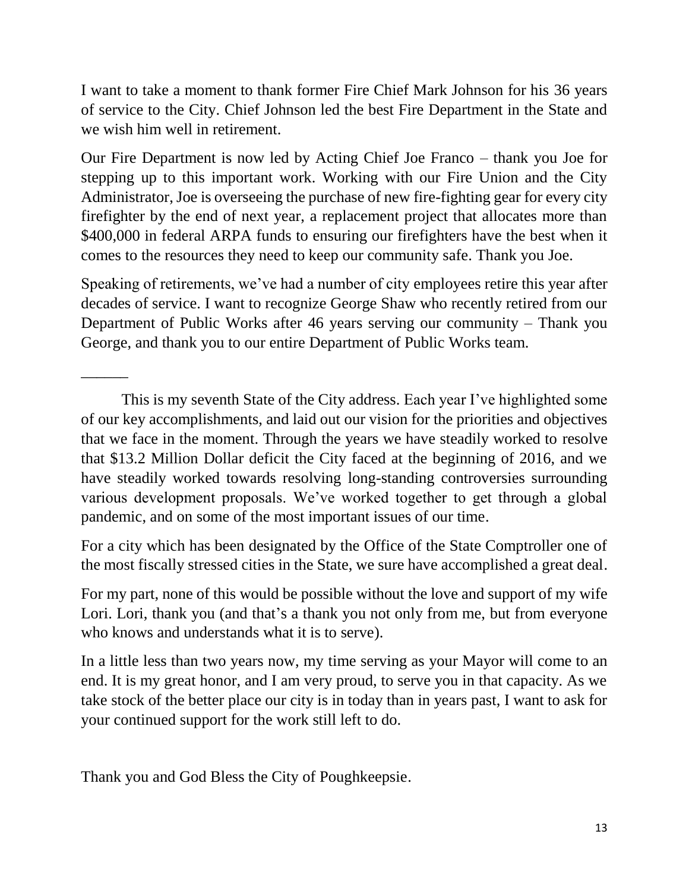I want to take a moment to thank former Fire Chief Mark Johnson for his 36 years of service to the City. Chief Johnson led the best Fire Department in the State and we wish him well in retirement.

Our Fire Department is now led by Acting Chief Joe Franco – thank you Joe for stepping up to this important work. Working with our Fire Union and the City Administrator, Joe is overseeing the purchase of new fire-fighting gear for every city firefighter by the end of next year, a replacement project that allocates more than $400,000 in federal ARPA funds to ensuring our firefighters have the best when it comes to the resources they need to keep our community safe. Thank you Joe.

Speaking of retirements, we've had a number of city employees retire this year after decades of service. I want to recognize George Shaw who recently retired from our Department of Public Works after 46 years serving our community – Thank you George, and thank you to our entire Department of Public Works team.

______

This is my seventh State of the City address. Each year I've highlighted some of our key accomplishments, and laid out our vision for the priorities and objectives that we face in the moment. Through the years we have steadily worked to resolve that $13.2 Million Dollar deficit the City faced at the beginning of 2016, and we have steadily worked towards resolving long-standing controversies surrounding various development proposals. We've worked together to get through a global pandemic, and on some of the most important issues of our time.

For a city which has been designated by the Office of the State Comptroller one of the most fiscally stressed cities in the State, we sure have accomplished a great deal.

For my part, none of this would be possible without the love and support of my wife Lori. Lori, thank you (and that's a thank you not only from me, but from everyone who knows and understands what it is to serve).

In a little less than two years now, my time serving as your Mayor will come to an end. It is my great honor, and I am very proud, to serve you in that capacity. As we take stock of the better place our city is in today than in years past, I want to ask for your continued support for the work still left to do.

Thank you and God Bless the City of Poughkeepsie.